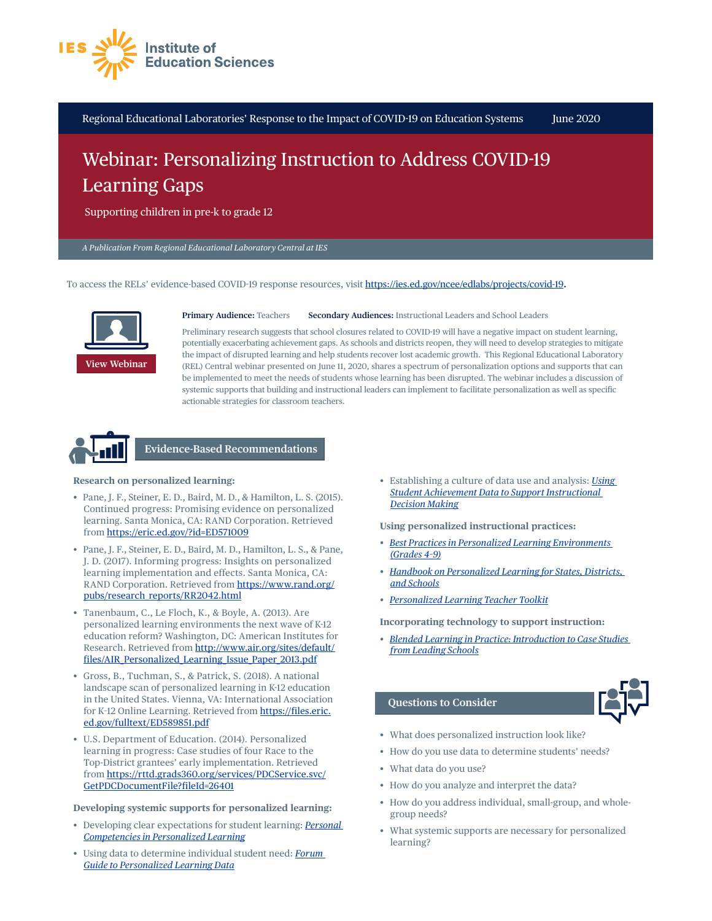Institute of Education Sciences

Regional Educational Laboratories' Response to the Impact of COVID-19 on Education Systems — June 2020

# Webinar: Personalizing Instruction to Address COVID-19 Learning Gaps

Supporting children in pre-k to grade 12

*A Publication From Regional Educational Laboratory Central at IES*

To access the RELs' evidence-based COVID-19 response resources, visit https://ies.ed.gov/ncee/edlabs/projects/covid-19.

View Webinar

**Primary Audience:** Teachers **Secondary Audiences:** Instructional Leaders and School Leaders

Preliminary research suggests that school closures related to COVID-19 will have a negative impact on student learning, potentially exacerbating achievement gaps. As schools and districts reopen, they will need to develop strategies to mitigate the impact of disrupted learning and help students recover lost academic growth. This Regional Educational Laboratory (REL) Central webinar presented on June 11, 2020, shares a spectrum of personalization options and supports that can be implemented to meet the needs of students whose learning has been disrupted. The webinar includes a discussion of systemic supports that building and instructional leaders can implement to facilitate personalization as well as specific actionable strategies for classroom teachers.

## Evidence-Based Recommendations

**Research on personalized learning:**

- Pane, J. F., Steiner, E. D., Baird, M. D., & Hamilton, L. S. (2015). Continued progress: Promising evidence on personalized learning. Santa Monica, CA: RAND Corporation. Retrieved from https://eric.ed.gov/?id=ED571009
- Pane, J. F., Steiner, E. D., Baird, M. D., Hamilton, L. S., & Pane, J. D. (2017). Informing progress: Insights on personalized learning implementation and effects. Santa Monica, CA: RAND Corporation. Retrieved from https://www.rand.org/pubs/research_reports/RR2042.html
- Tanenbaum, C., Le Floch, K., & Boyle, A. (2013). Are personalized learning environments the next wave of K-12 education reform? Washington, DC: American Institutes for Research. Retrieved from http://www.air.org/sites/default/files/AIR_Personalized_Learning_Issue_Paper_2013.pdf
- Gross, B., Tuchman, S., & Patrick, S. (2018). A national landscape scan of personalized learning in K-12 education in the United States. Vienna, VA: International Association for K-12 Online Learning. Retrieved from https://files.eric.ed.gov/fulltext/ED589851.pdf
- U.S. Department of Education. (2014). Personalized learning in progress: Case studies of four Race to the Top-District grantees' early implementation. Retrieved from https://rttd.grads360.org/services/PDCService.svc/GetPDCDocumentFile?fileId=26401

**Developing systemic supports for personalized learning:**

- Developing clear expectations for student learning: *Personal Competencies in Personalized Learning*
- Using data to determine individual student need: *Forum Guide to Personalized Learning Data*
- Establishing a culture of data use and analysis: *Using Student Achievement Data to Support Instructional Decision Making*

**Using personalized instructional practices:**

- *Best Practices in Personalized Learning Environments (Grades 4-9)*
- *Handbook on Personalized Learning for States, Districts, and Schools*
- *Personalized Learning Teacher Toolkit*

**Incorporating technology to support instruction:**

- *Blended Learning in Practice: Introduction to Case Studies from Leading Schools*

## Questions to Consider

- What does personalized instruction look like?
- How do you use data to determine students' needs?
- What data do you use?
- How do you analyze and interpret the data?
- How do you address individual, small-group, and whole-group needs?
- What systemic supports are necessary for personalized learning?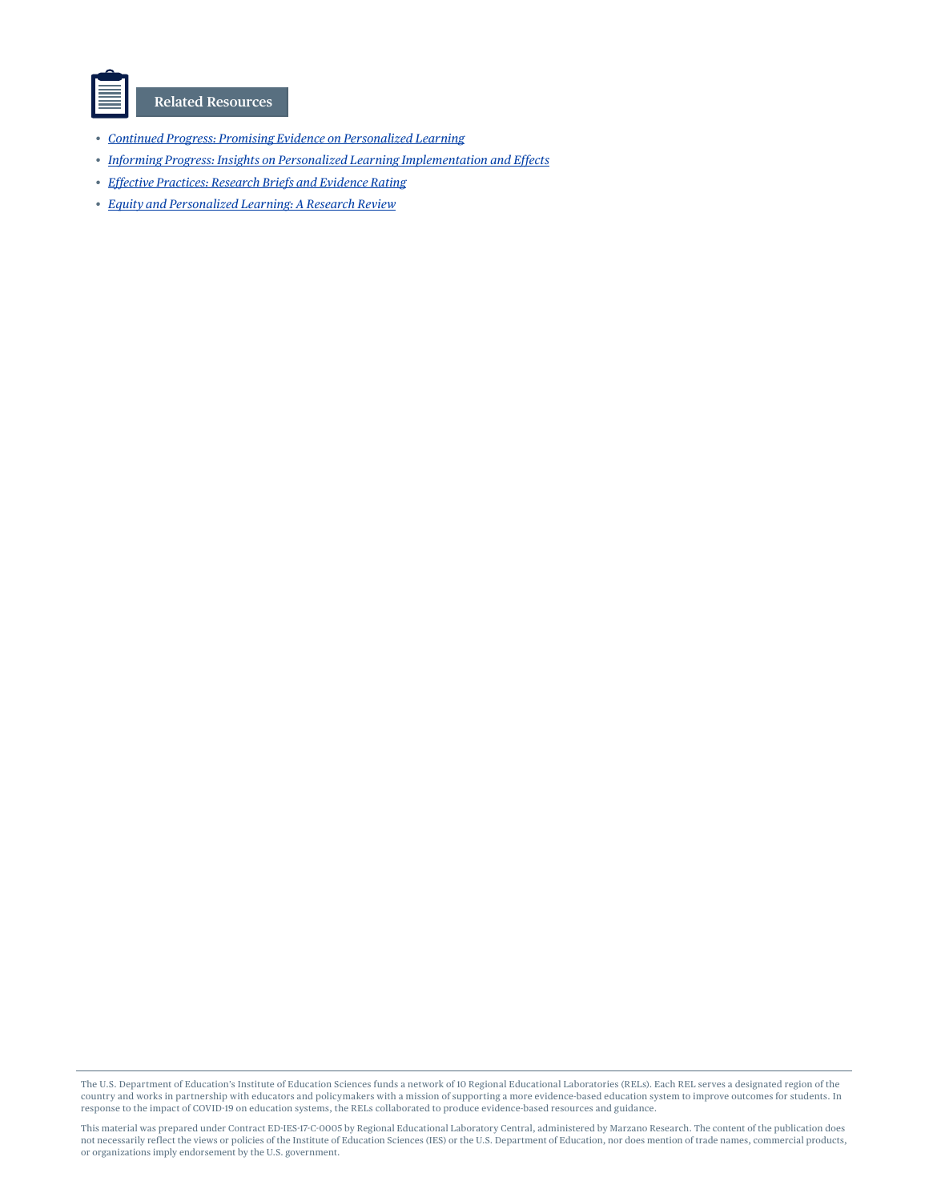## Related Resources

- *Continued Progress: Promising Evidence on Personalized Learning*
- *Informing Progress: Insights on Personalized Learning Implementation and Effects*
- *Effective Practices: Research Briefs and Evidence Rating*
- *Equity and Personalized Learning: A Research Review*

---

The U.S. Department of Education's Institute of Education Sciences funds a network of 10 Regional Educational Laboratories (RELs). Each REL serves a designated region of the country and works in partnership with educators and policymakers with a mission of supporting a more evidence-based education system to improve outcomes for students. In response to the impact of COVID-19 on education systems, the RELs collaborated to produce evidence-based resources and guidance.

This material was prepared under Contract ED-IES-17-C-0005 by Regional Educational Laboratory Central, administered by Marzano Research. The content of the publication does not necessarily reflect the views or policies of the Institute of Education Sciences (IES) or the U.S. Department of Education, nor does mention of trade names, commercial products, or organizations imply endorsement by the U.S. government.